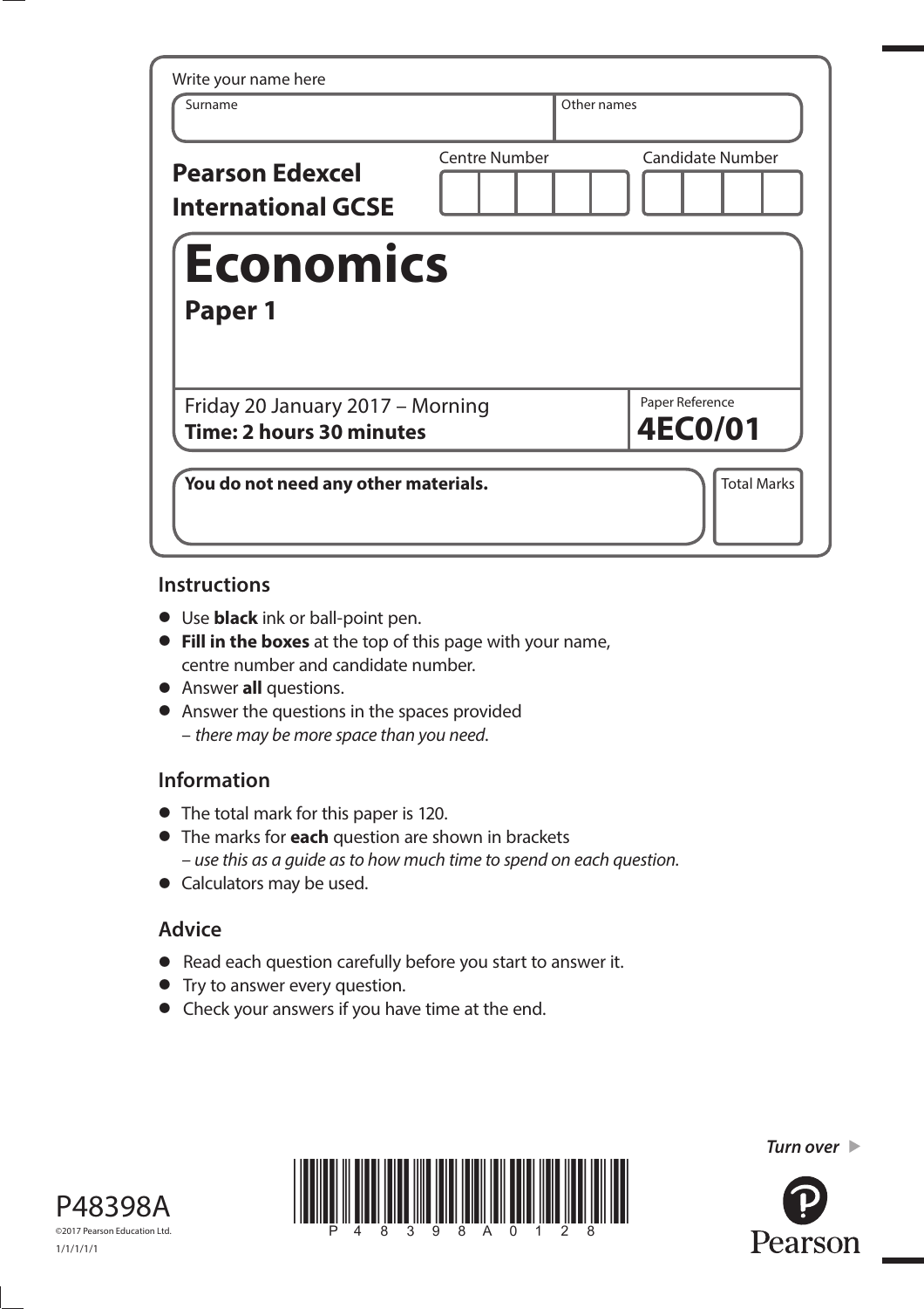Write your name here

| Surname | Other names |
| --- | --- |
| | |

**Pearson Edexcel International GCSE**

| Centre Number | Candidate Number |
| --- | --- |
| | |

# Economics

## Paper 1

Friday 20 January 2017 – Morning
**Time: 2 hours 30 minutes**

Paper Reference
**4EC0/01**

**You do not need any other materials.**

Total Marks

### Instructions

- Use **black** ink or ball-point pen.
- **Fill in the boxes** at the top of this page with your name, centre number and candidate number.
- Answer **all** questions.
- Answer the questions in the spaces provided – *there may be more space than you need.*

### Information

- The total mark for this paper is 120.
- The marks for **each** question are shown in brackets – *use this as a guide as to how much time to spend on each question.*
- Calculators may be used.

### Advice

- Read each question carefully before you start to answer it.
- Try to answer every question.
- Check your answers if you have time at the end.

P48398A

©2017 Pearson Education Ltd.

1/1/1/1/1

*Turn over* ▶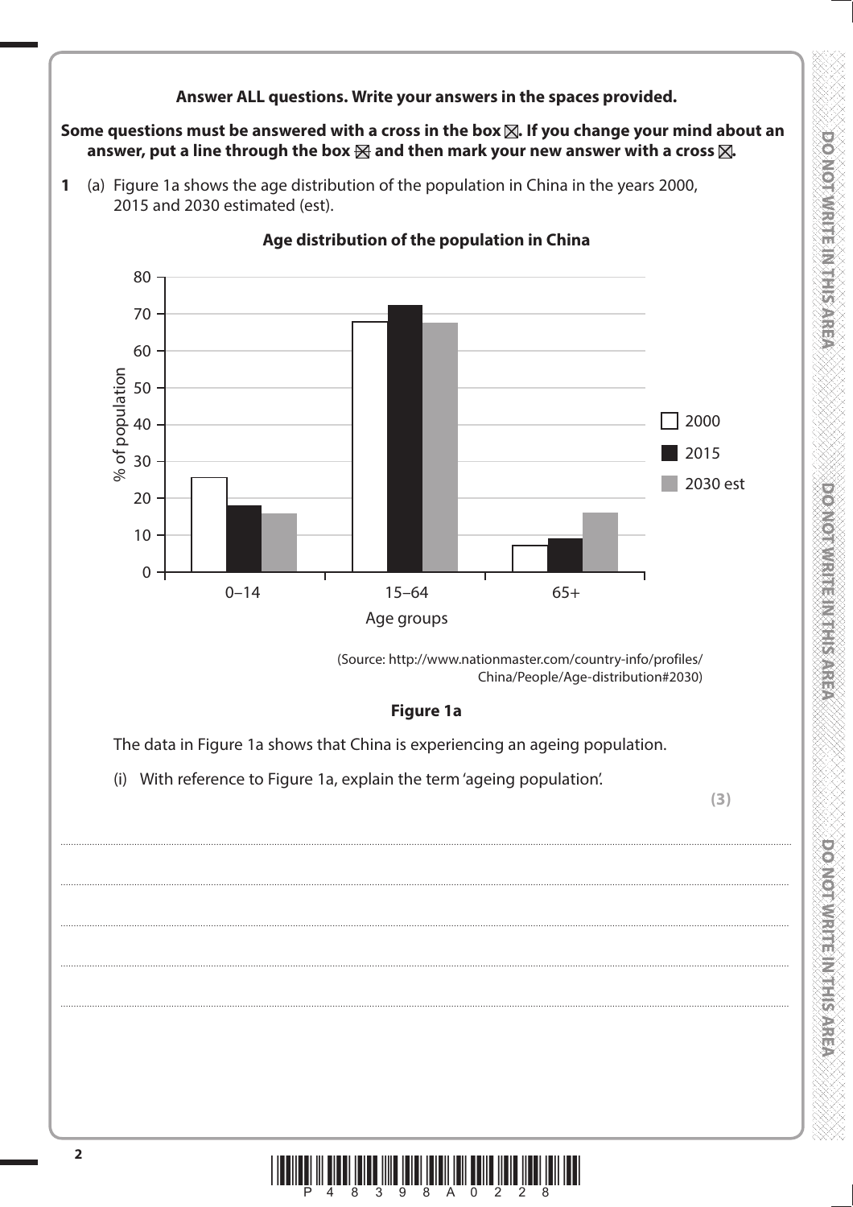**Answer ALL questions. Write your answers in the spaces provided.**

**Some questions must be answered with a cross in the box ☒. If you change your mind about an answer, put a line through the box ☒ and then mark your new answer with a cross ☒.**

**1** (a) Figure 1a shows the age distribution of the population in China in the years 2000, 2015 and 2030 estimated (est).

**Age distribution of the population in China**

(Source: http://www.nationmaster.com/country-info/profiles/China/People/Age-distribution#2030)

**Figure 1a**

The data in Figure 1a shows that China is experiencing an ageing population.

(i) With reference to Figure 1a, explain the term 'ageing population'.

**(3)**

....................................................................................................................................................................................................................

....................................................................................................................................................................................................................

....................................................................................................................................................................................................................

....................................................................................................................................................................................................................

....................................................................................................................................................................................................................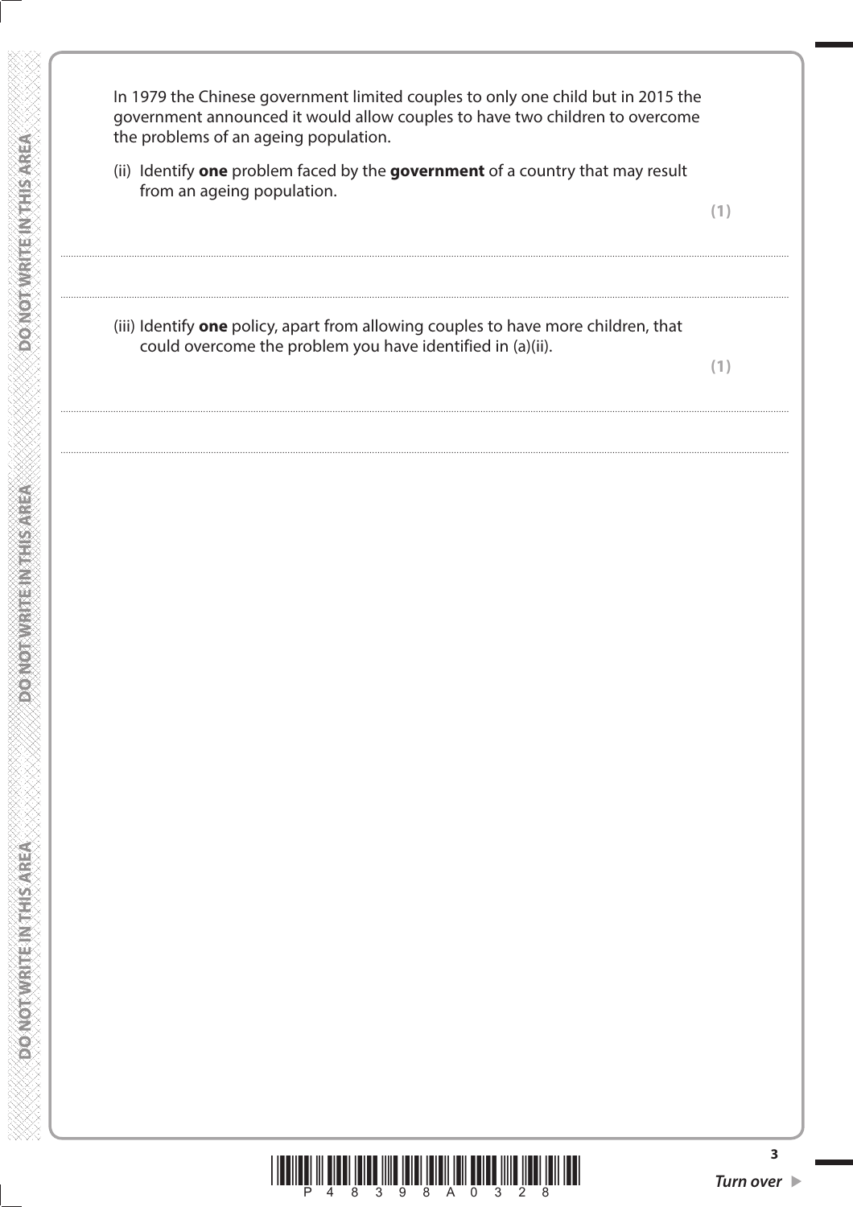In 1979 the Chinese government limited couples to only one child but in 2015 the government announced it would allow couples to have two children to overcome the problems of an ageing population.

(ii) Identify **one** problem faced by the **government** of a country that may result from an ageing population.

**(1)**

.......................................................................................................................................................................................................................................................

.......................................................................................................................................................................................................................................................

(iii) Identify **one** policy, apart from allowing couples to have more children, that could overcome the problem you have identified in (a)(ii).

**(1)**

.......................................................................................................................................................................................................................................................

.......................................................................................................................................................................................................................................................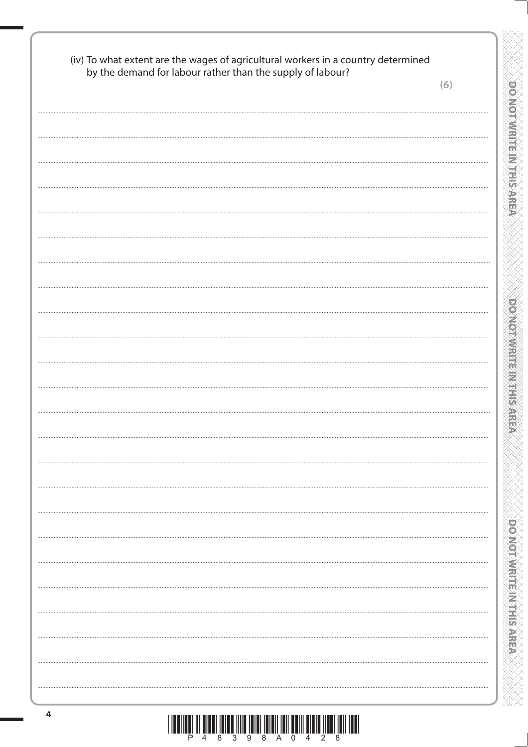(iv) To what extent are the wages of agricultural workers in a country determined by the demand for labour rather than the supply of labour?

**(6)**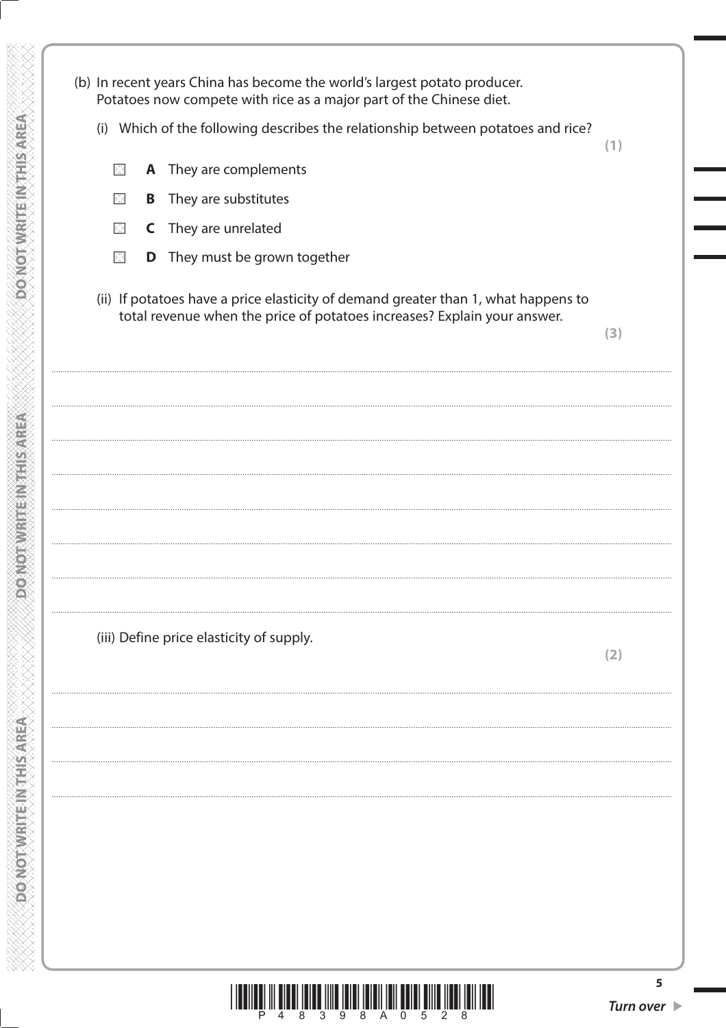(b) In recent years China has become the world's largest potato producer. Potatoes now compete with rice as a major part of the Chinese diet.

(i) Which of the following describes the relationship between potatoes and rice?

**(1)**

- ☒ **A** They are complements
- ☒ **B** They are substitutes
- ☒ **C** They are unrelated
- ☒ **D** They must be grown together

(ii) If potatoes have a price elasticity of demand greater than 1, what happens to total revenue when the price of potatoes increases? Explain your answer.

**(3)**

........................................................................................................................................................................................................

........................................................................................................................................................................................................

........................................................................................................................................................................................................

........................................................................................................................................................................................................

........................................................................................................................................................................................................

........................................................................................................................................................................................................

........................................................................................................................................................................................................

(iii) Define price elasticity of supply.

**(2)**

........................................................................................................................................................................................................

........................................................................................................................................................................................................

........................................................................................................................................................................................................

........................................................................................................................................................................................................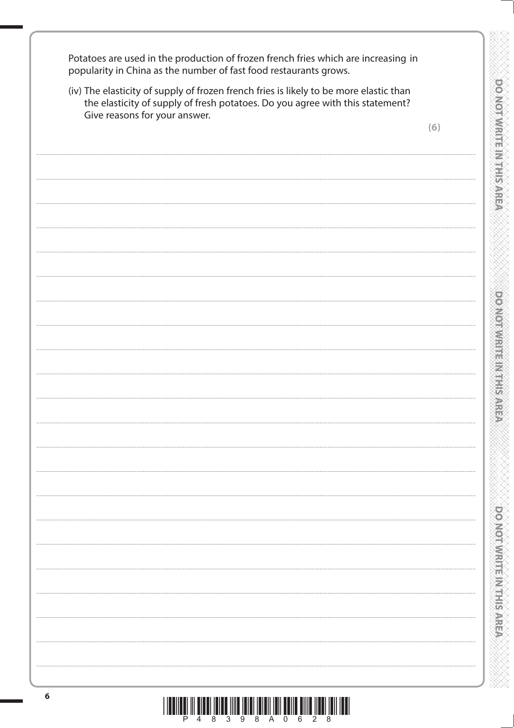Potatoes are used in the production of frozen french fries which are increasing in popularity in China as the number of fast food restaurants grows.

(iv) The elasticity of supply of frozen french fries is likely to be more elastic than the elasticity of supply of fresh potatoes. Do you agree with this statement? Give reasons for your answer.

**(6)**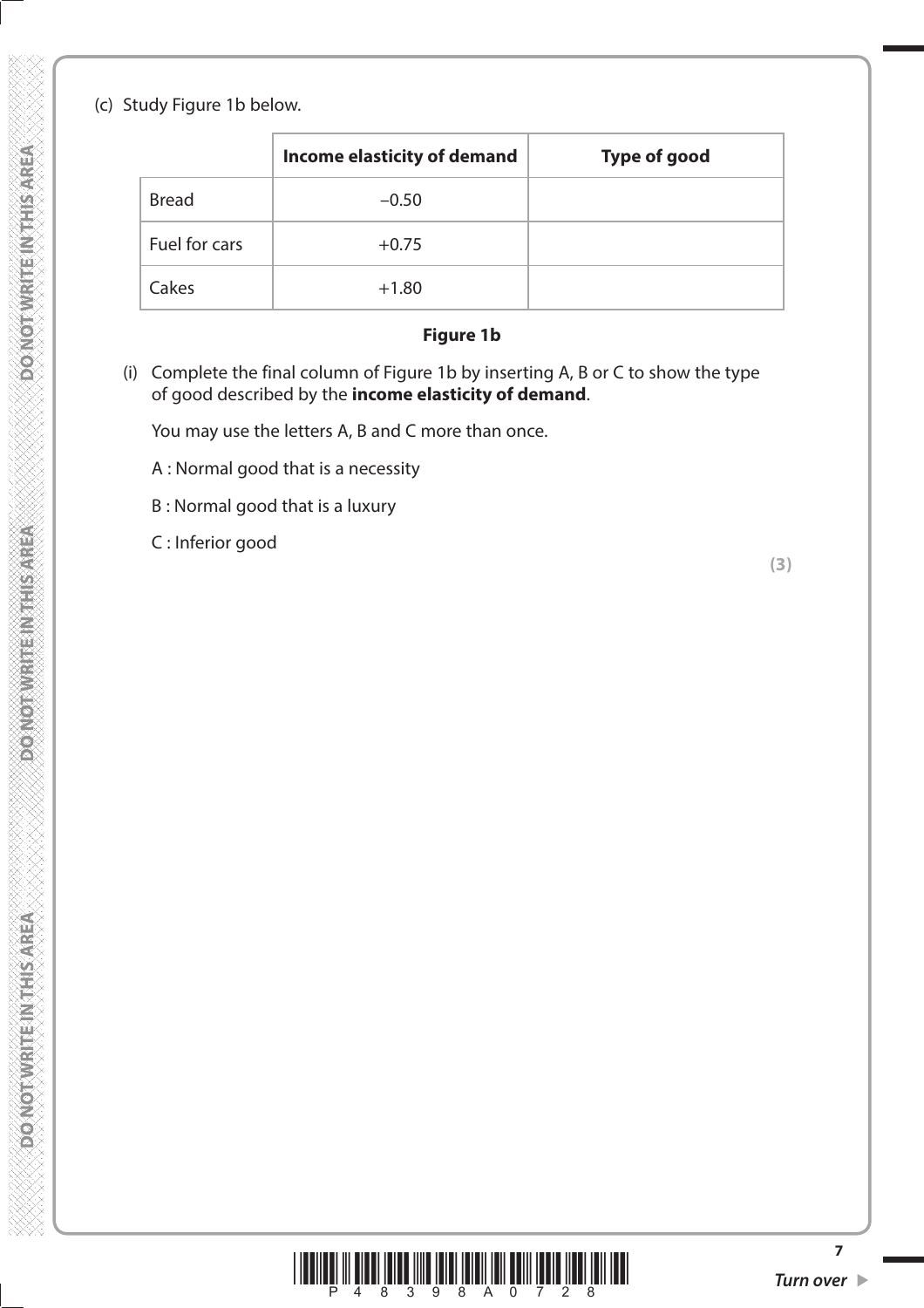(c) Study Figure 1b below.

| | **Income elasticity of demand** | **Type of good** |
|---|---|---|
| Bread | −0.50 | |
| Fuel for cars | +0.75 | |
| Cakes | +1.80 | |

**Figure 1b**

(i) Complete the final column of Figure 1b by inserting A, B or C to show the type of good described by the **income elasticity of demand**.

You may use the letters A, B and C more than once.

A : Normal good that is a necessity

B : Normal good that is a luxury

C : Inferior good

**(3)**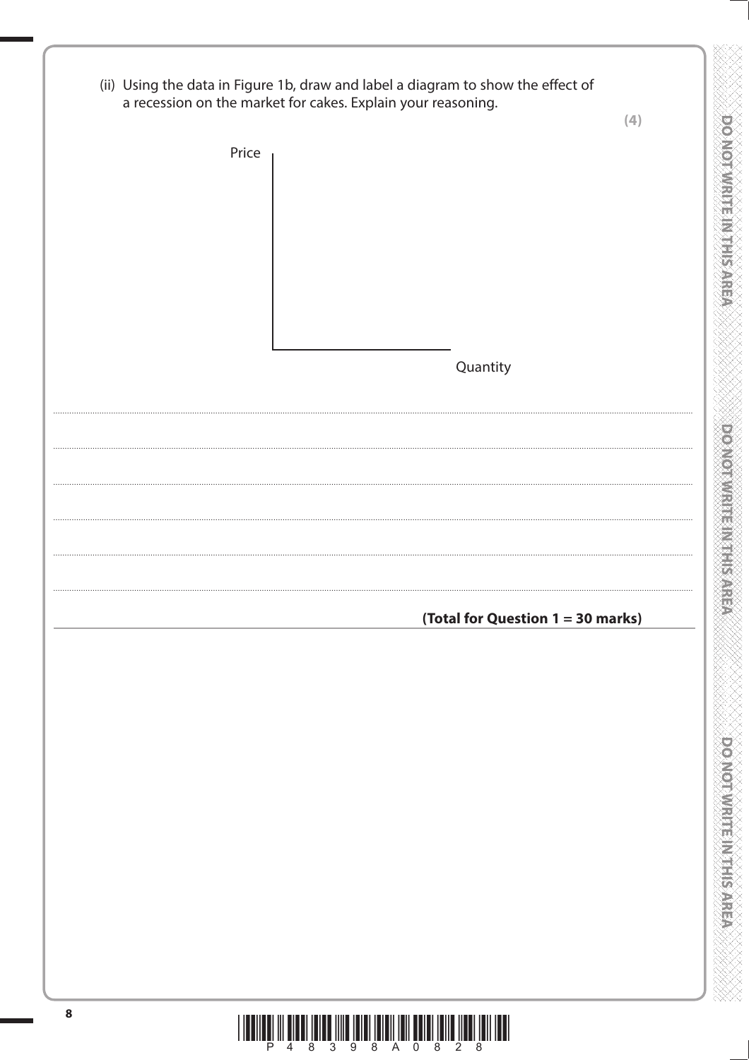(ii) Using the data in Figure 1b, draw and label a diagram to show the effect of a recession on the market for cakes. Explain your reasoning.

**(4)**

Price

Quantity

.......................................................................................................................................................................................................................

.......................................................................................................................................................................................................................

.......................................................................................................................................................................................................................

.......................................................................................................................................................................................................................

.......................................................................................................................................................................................................................

.......................................................................................................................................................................................................................

**(Total for Question 1 = 30 marks)**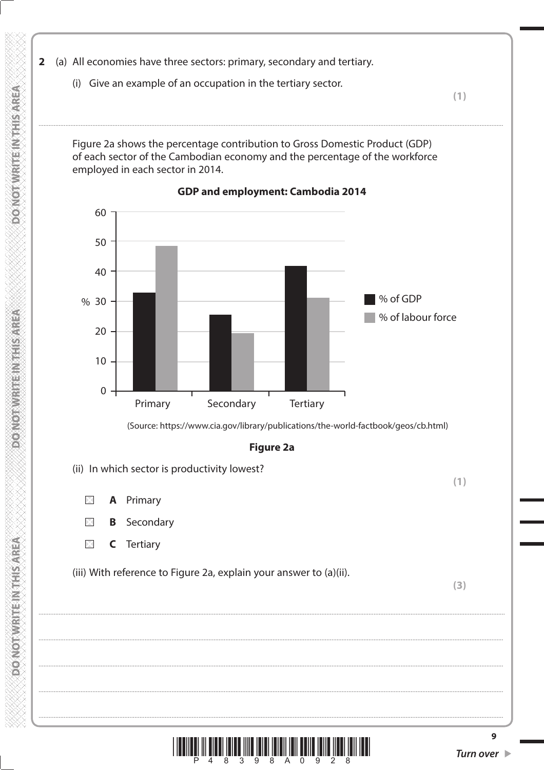**2** (a) All economies have three sectors: primary, secondary and tertiary.

(i) Give an example of an occupation in the tertiary sector.

**(1)**

.......................................................................................................................................................

Figure 2a shows the percentage contribution to Gross Domestic Product (GDP) of each sector of the Cambodian economy and the percentage of the workforce employed in each sector in 2014.

**GDP and employment: Cambodia 2014**

| Sector | % of GDP | % of labour force |
|---|---|---|
| Primary | 33 | 48.5 |
| Secondary | 25.5 | 19.5 |
| Tertiary | 41.5 | 31 |

(Source: https://www.cia.gov/library/publications/the-world-factbook/geos/cb.html)

**Figure 2a**

(ii) In which sector is productivity lowest?

**(1)**

- ☒ **A** Primary
- ☒ **B** Secondary
- ☒ **C** Tertiary

(iii) With reference to Figure 2a, explain your answer to (a)(ii).

**(3)**

.......................................................................................................................................................

.......................................................................................................................................................

.......................................................................................................................................................

.......................................................................................................................................................

.......................................................................................................................................................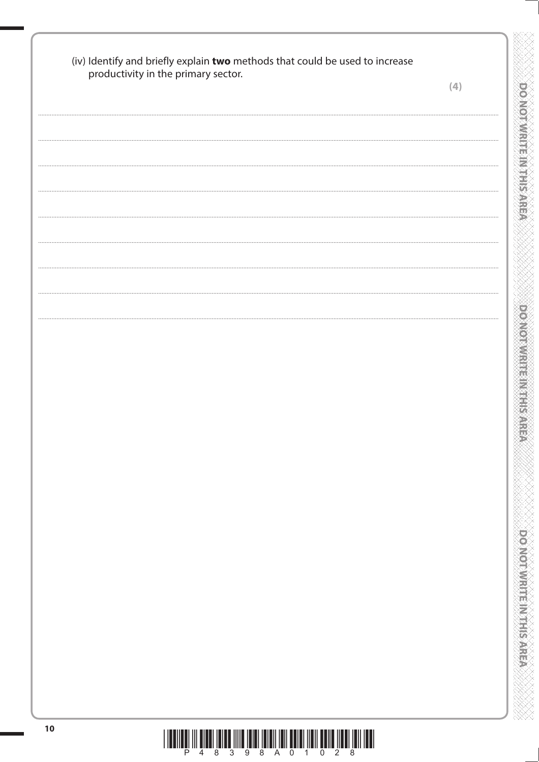(iv) Identify and briefly explain **two** methods that could be used to increase productivity in the primary sector.

**(4)**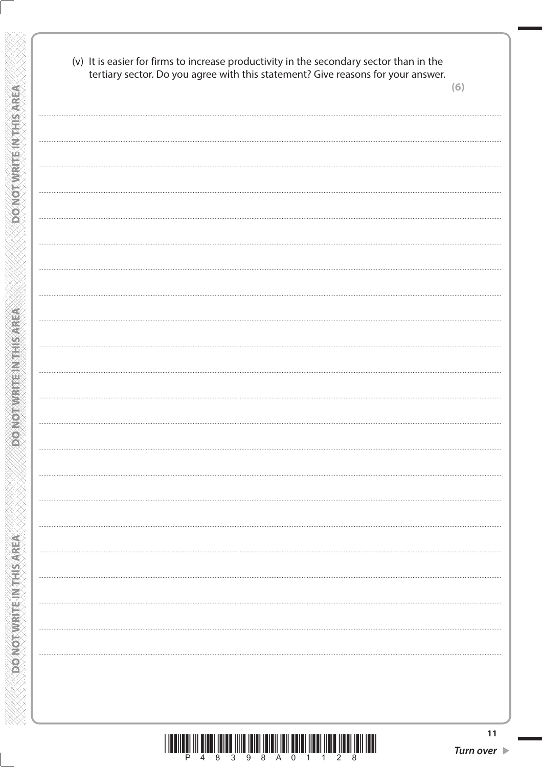(v) It is easier for firms to increase productivity in the secondary sector than in the tertiary sector. Do you agree with this statement? Give reasons for your answer.

**(6)**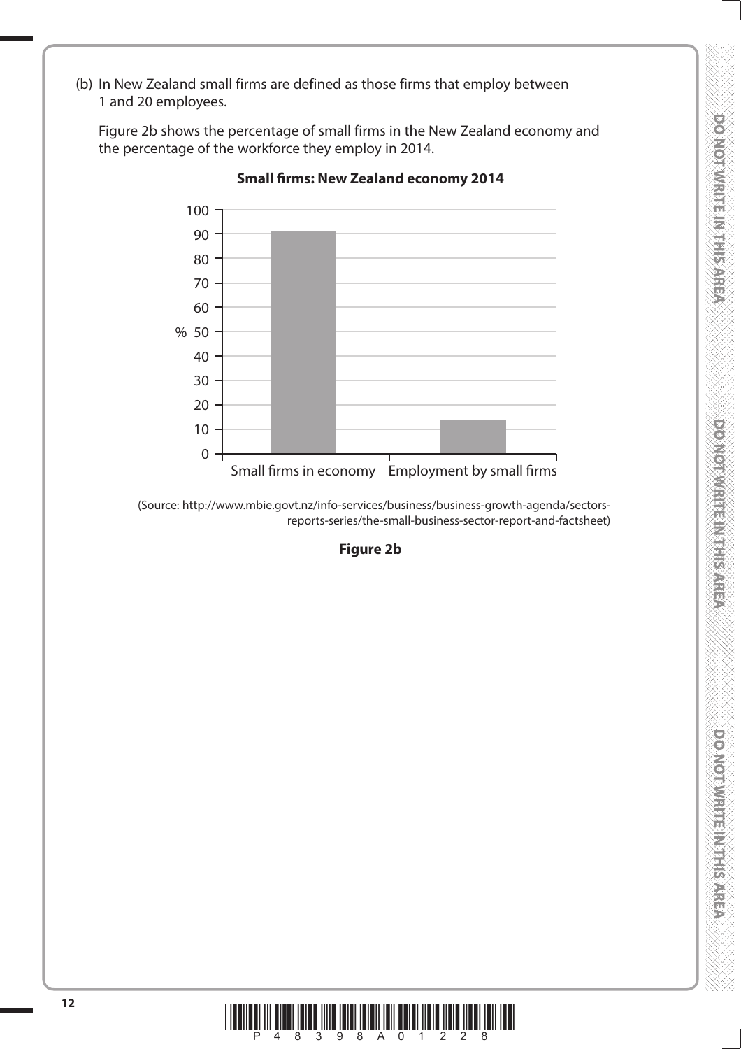(b) In New Zealand small firms are defined as those firms that employ between 1 and 20 employees.

Figure 2b shows the percentage of small firms in the New Zealand economy and the percentage of the workforce they employ in 2014.

**Small firms: New Zealand economy 2014**

| | % |
|---|---|
| Small firms in economy | ~91 |
| Employment by small firms | ~14 |

(Source: http://www.mbie.govt.nz/info-services/business/business-growth-agenda/sectors-reports-series/the-small-business-sector-report-and-factsheet)

**Figure 2b**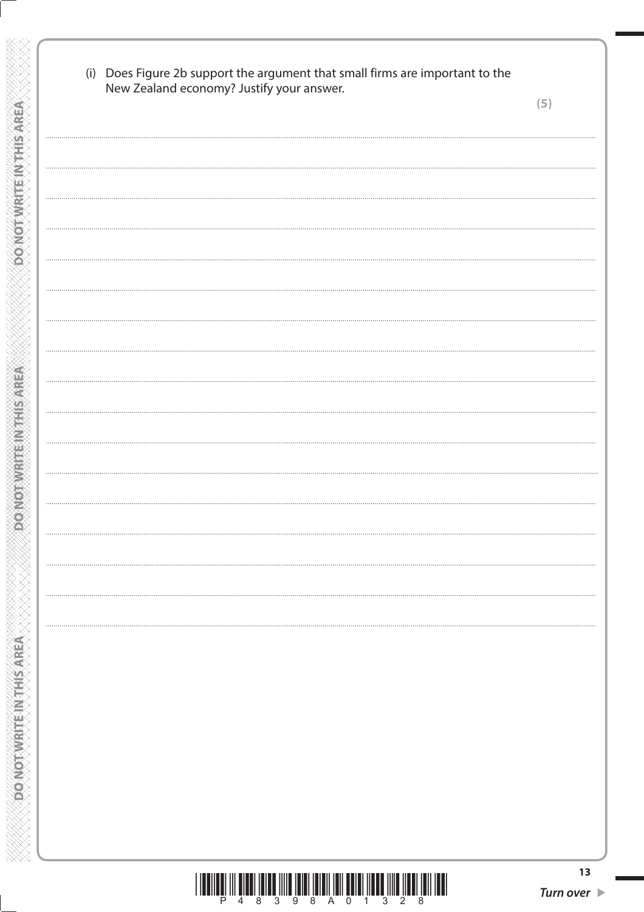(i) Does Figure 2b support the argument that small firms are important to the New Zealand economy? Justify your answer.

**(5)**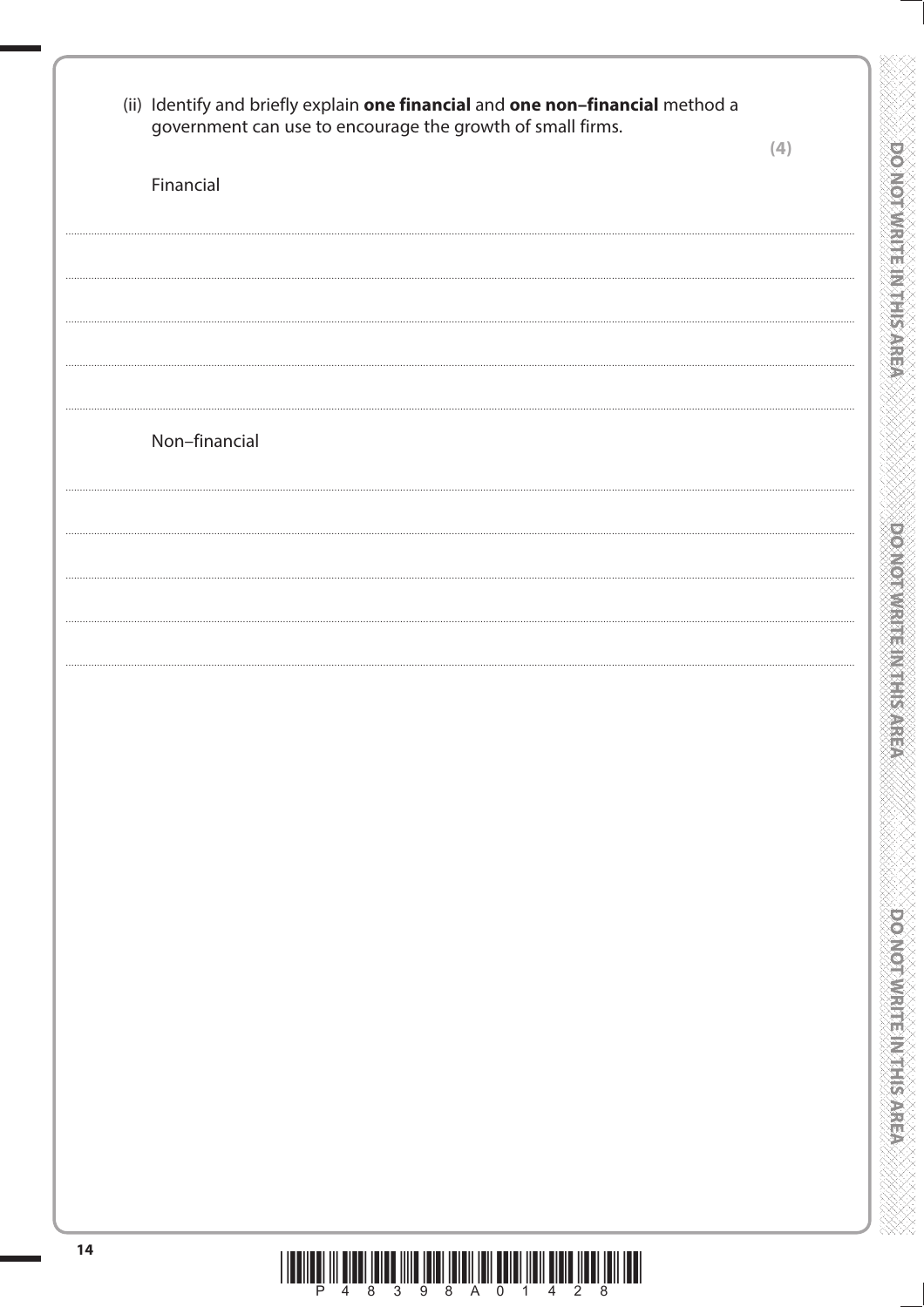(ii) Identify and briefly explain **one financial** and **one non–financial** method a government can use to encourage the growth of small firms.

**(4)**

Financial

..............................................................................................................................................

..............................................................................................................................................

..............................................................................................................................................

..............................................................................................................................................

Non–financial

..............................................................................................................................................

..............................................................................................................................................

..............................................................................................................................................

..............................................................................................................................................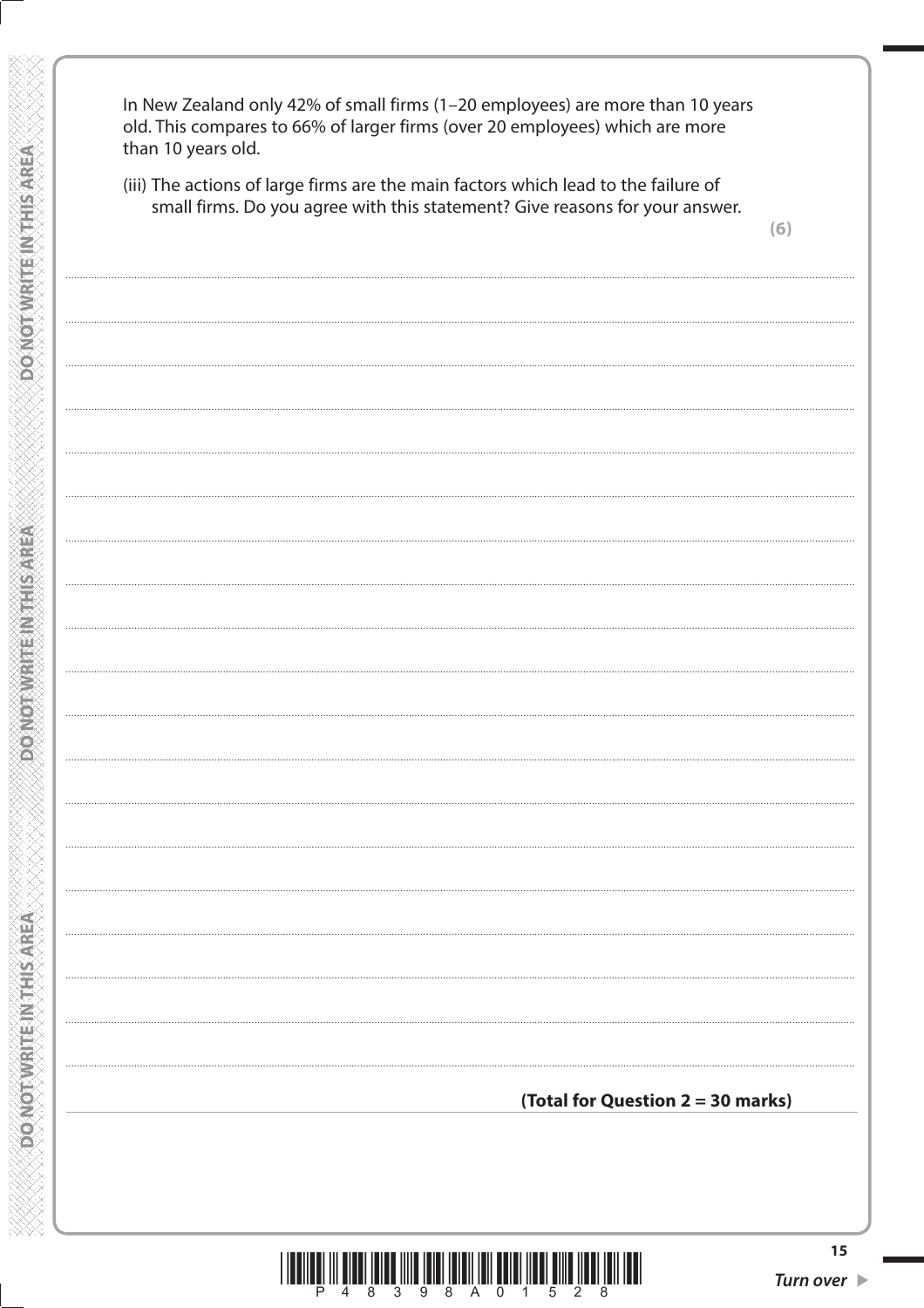In New Zealand only 42% of small firms (1–20 employees) are more than 10 years old. This compares to 66% of larger firms (over 20 employees) which are more than 10 years old.

(iii) The actions of large firms are the main factors which lead to the failure of small firms. Do you agree with this statement? Give reasons for your answer.

**(6)**

**(Total for Question 2 = 30 marks)**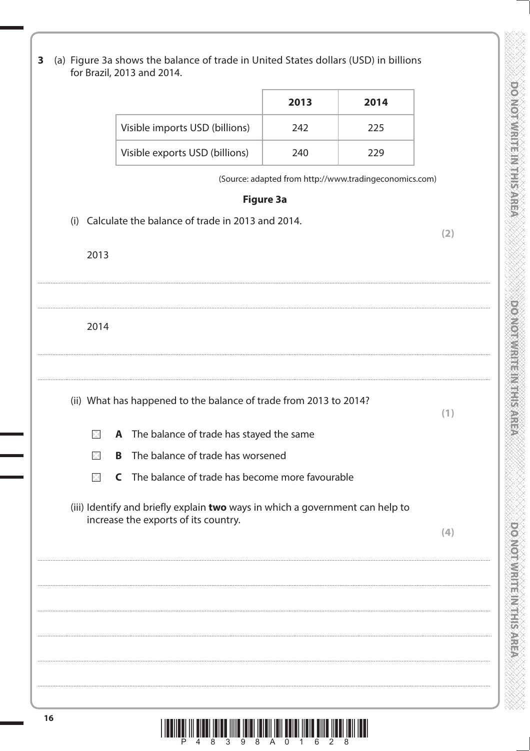**3** (a) Figure 3a shows the balance of trade in United States dollars (USD) in billions for Brazil, 2013 and 2014.

| | 2013 | 2014 |
|---|---|---|
| Visible imports USD (billions) | 242 | 225 |
| Visible exports USD (billions) | 240 | 229 |

(Source: adapted from http://www.tradingeconomics.com)

**Figure 3a**

(i) Calculate the balance of trade in 2013 and 2014.

**(2)**

2013

..........................................................................................................................................................................................................

..........................................................................................................................................................................................................

2014

..........................................................................................................................................................................................................

..........................................................................................................................................................................................................

(ii) What has happened to the balance of trade from 2013 to 2014?

**(1)**

☒ **A** The balance of trade has stayed the same

☒ **B** The balance of trade has worsened

☒ **C** The balance of trade has become more favourable

(iii) Identify and briefly explain **two** ways in which a government can help to increase the exports of its country.

**(4)**

..........................................................................................................................................................................................................

..........................................................................................................................................................................................................

..........................................................................................................................................................................................................

..........................................................................................................................................................................................................

..........................................................................................................................................................................................................

..........................................................................................................................................................................................................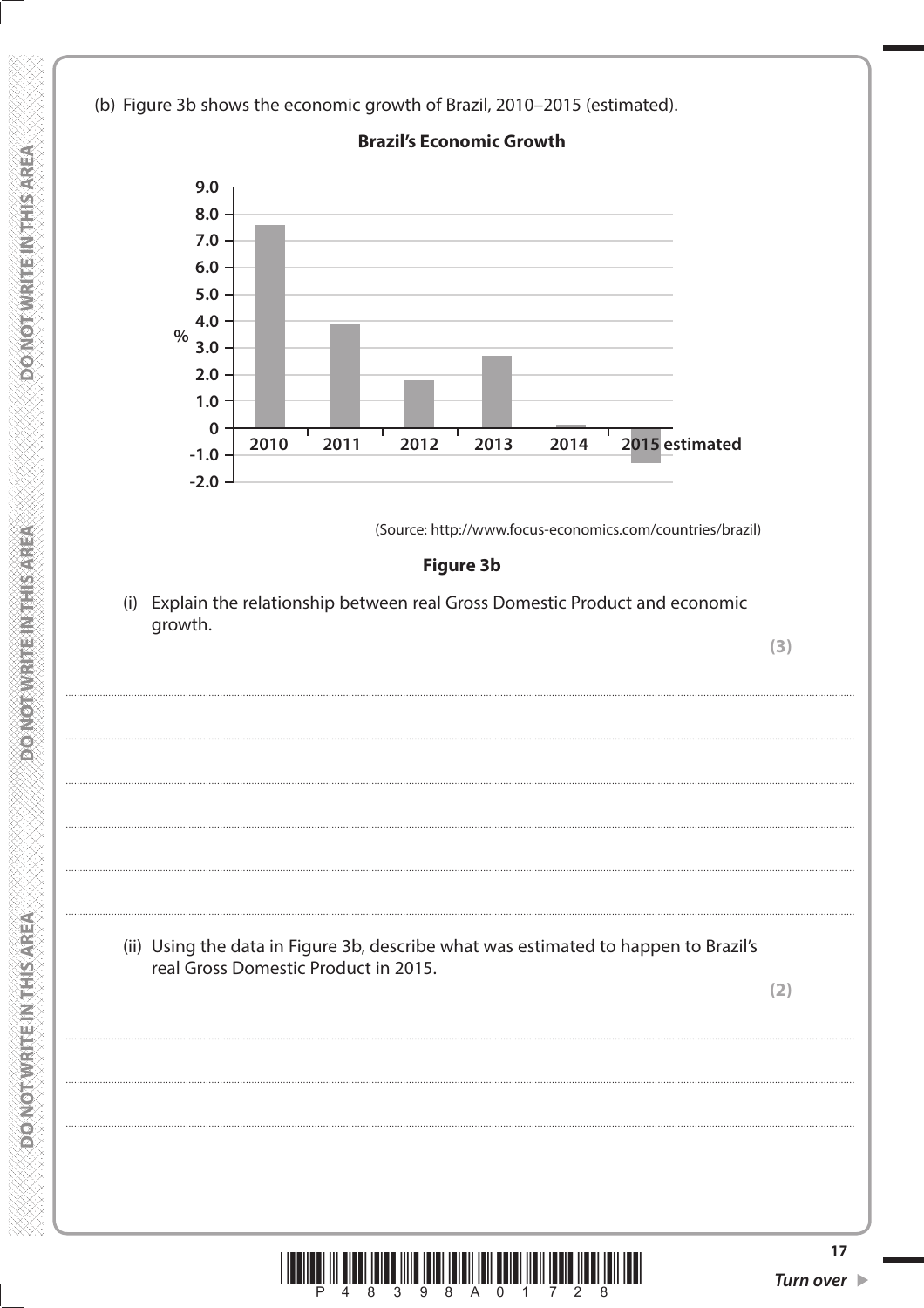(b) Figure 3b shows the economic growth of Brazil, 2010–2015 (estimated).

**Brazil's Economic Growth**

(Source: http://www.focus-economics.com/countries/brazil)

**Figure 3b**

(i) Explain the relationship between real Gross Domestic Product and economic growth.

**(3)**

..............................................................................................................................................

..............................................................................................................................................

..............................................................................................................................................

..............................................................................................................................................

..............................................................................................................................................

(ii) Using the data in Figure 3b, describe what was estimated to happen to Brazil's real Gross Domestic Product in 2015.

**(2)**

..............................................................................................................................................

..............................................................................................................................................

..............................................................................................................................................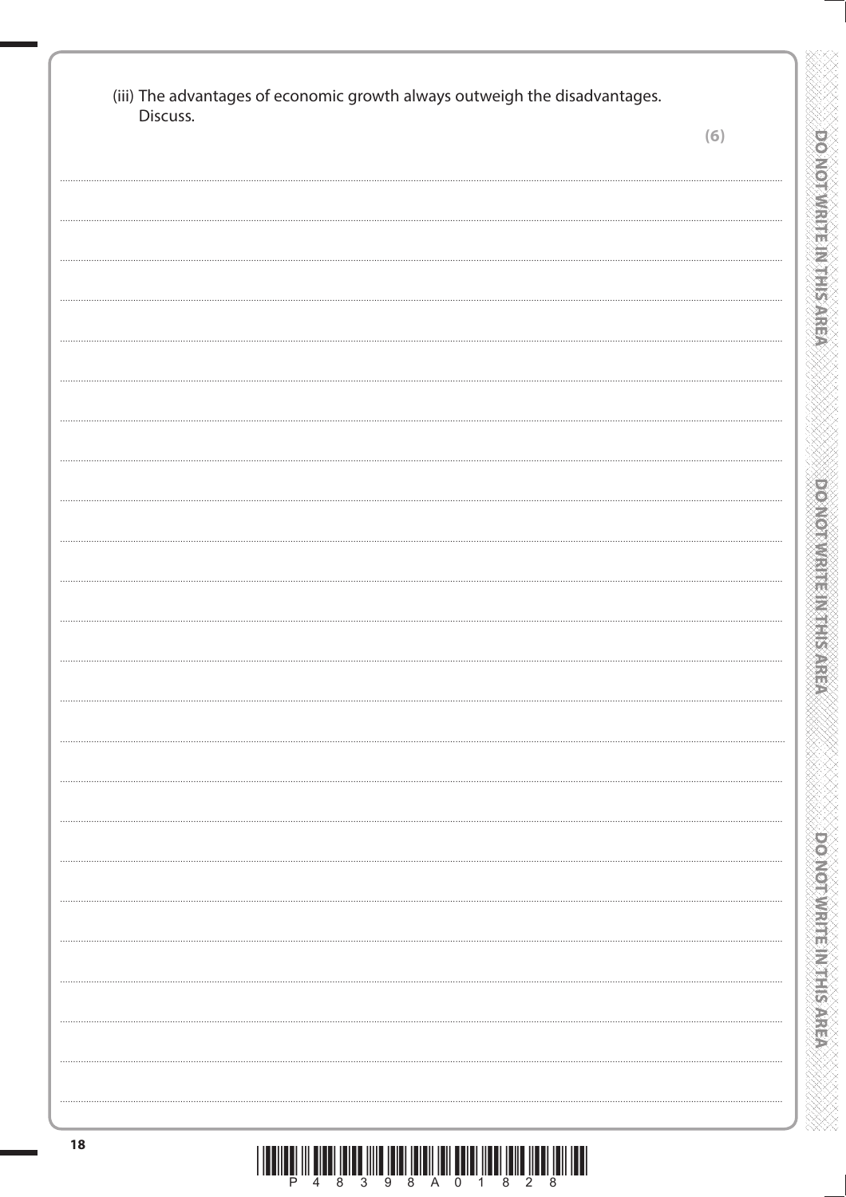(iii) The advantages of economic growth always outweigh the disadvantages. Discuss.

**(6)**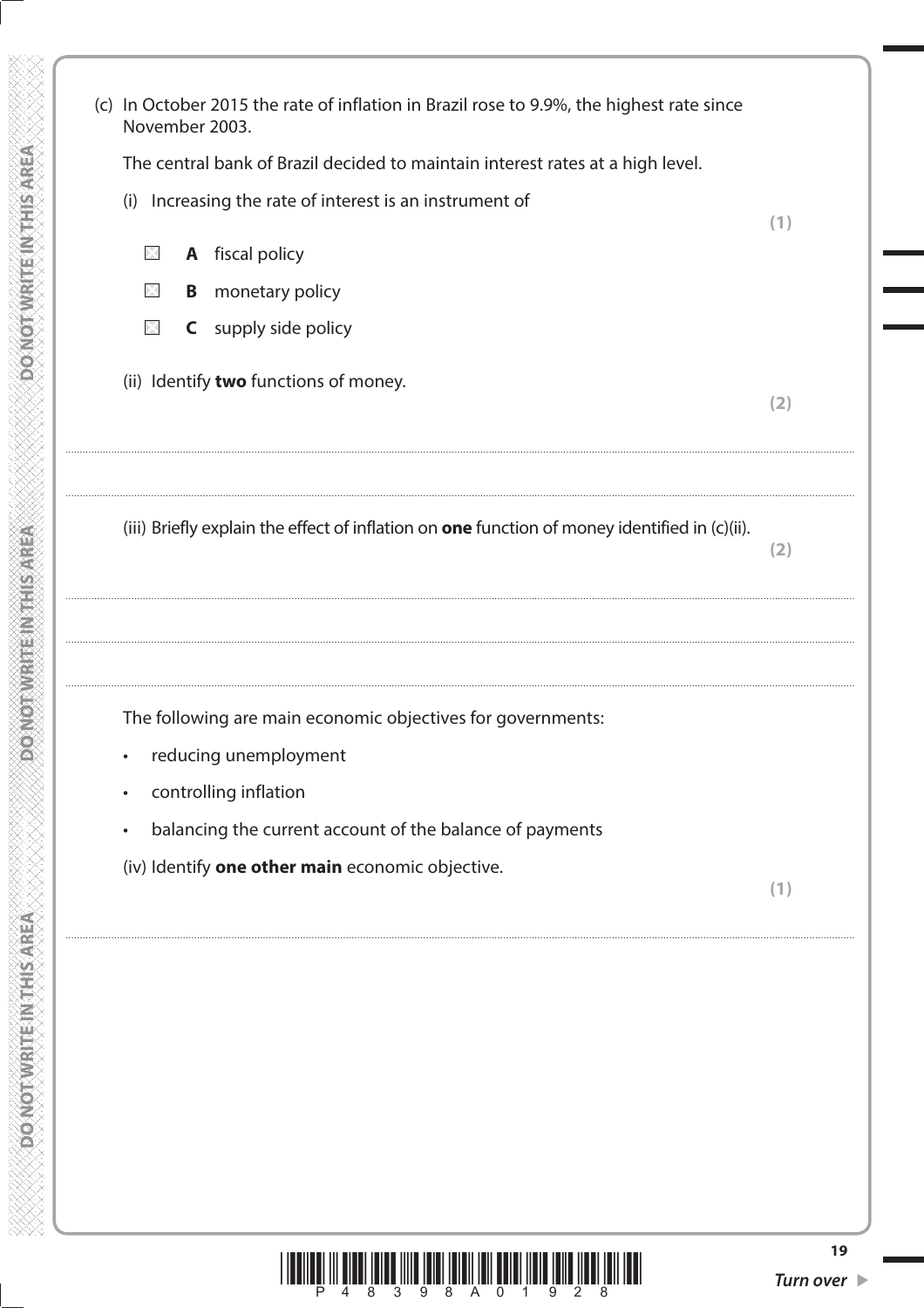(c) In October 2015 the rate of inflation in Brazil rose to 9.9%, the highest rate since November 2003.

The central bank of Brazil decided to maintain interest rates at a high level.

(i) Increasing the rate of interest is an instrument of **(1)**

- ☒ **A** fiscal policy
- ☒ **B** monetary policy
- ☒ **C** supply side policy

(ii) Identify **two** functions of money. **(2)**

........................................................................................................................................

........................................................................................................................................

(iii) Briefly explain the effect of inflation on **one** function of money identified in (c)(ii). **(2)**

........................................................................................................................................

........................................................................................................................................

........................................................................................................................................

The following are main economic objectives for governments:

- reducing unemployment
- controlling inflation
- balancing the current account of the balance of payments

(iv) Identify **one other main** economic objective. **(1)**

........................................................................................................................................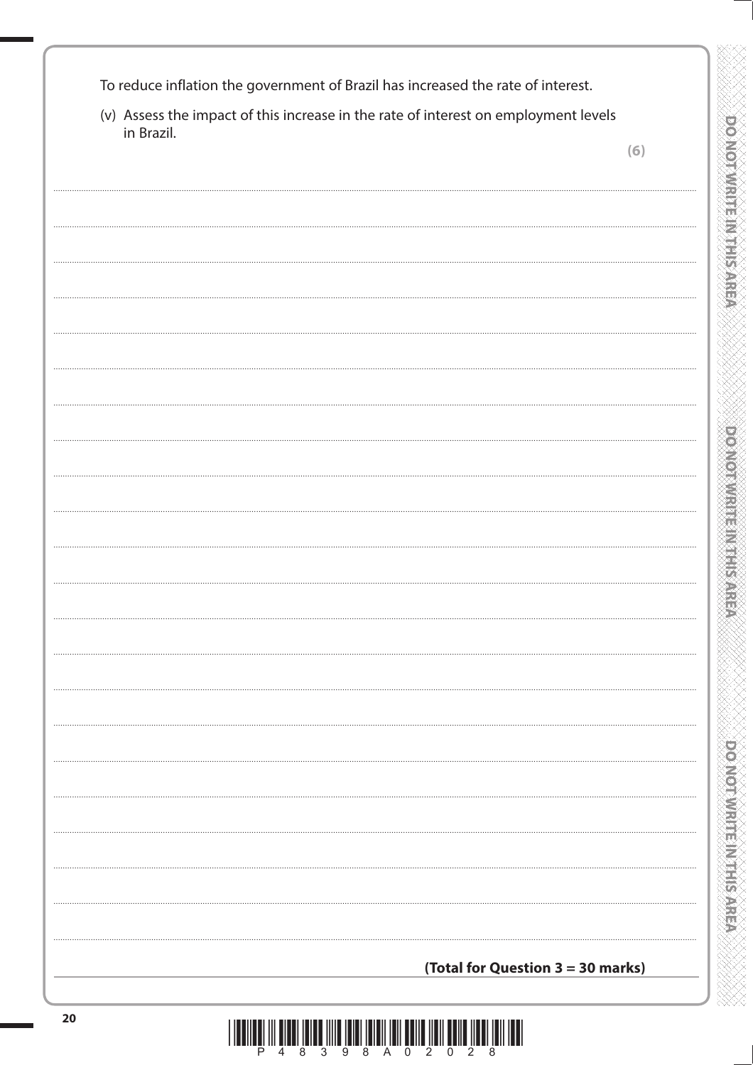To reduce inflation the government of Brazil has increased the rate of interest.

(v) Assess the impact of this increase in the rate of interest on employment levels in Brazil.

**(6)**

**(Total for Question 3 = 30 marks)**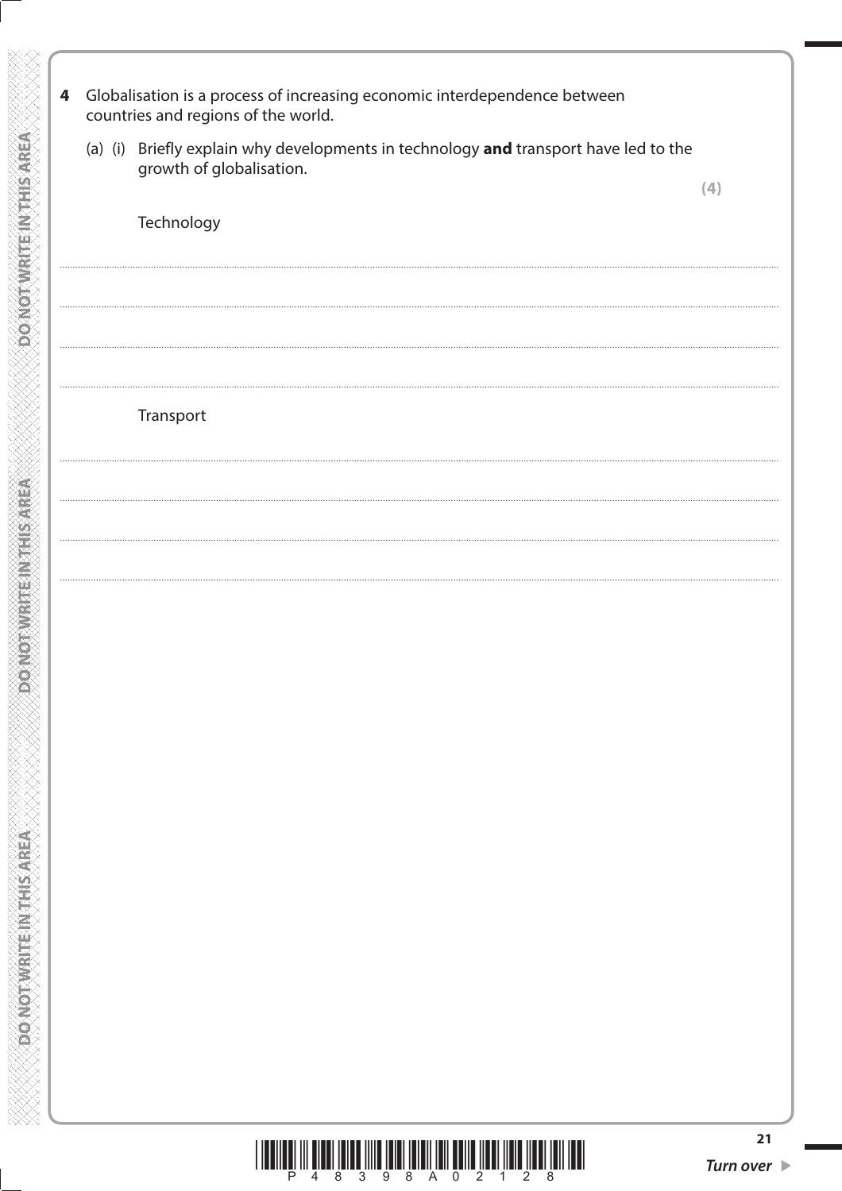**4** Globalisation is a process of increasing economic interdependence between countries and regions of the world.

(a) (i) Briefly explain why developments in technology **and** transport have led to the growth of globalisation.

**(4)**

Technology

..............................................................................................................................................

..............................................................................................................................................

..............................................................................................................................................

..............................................................................................................................................

Transport

..............................................................................................................................................

..............................................................................................................................................

..............................................................................................................................................

..............................................................................................................................................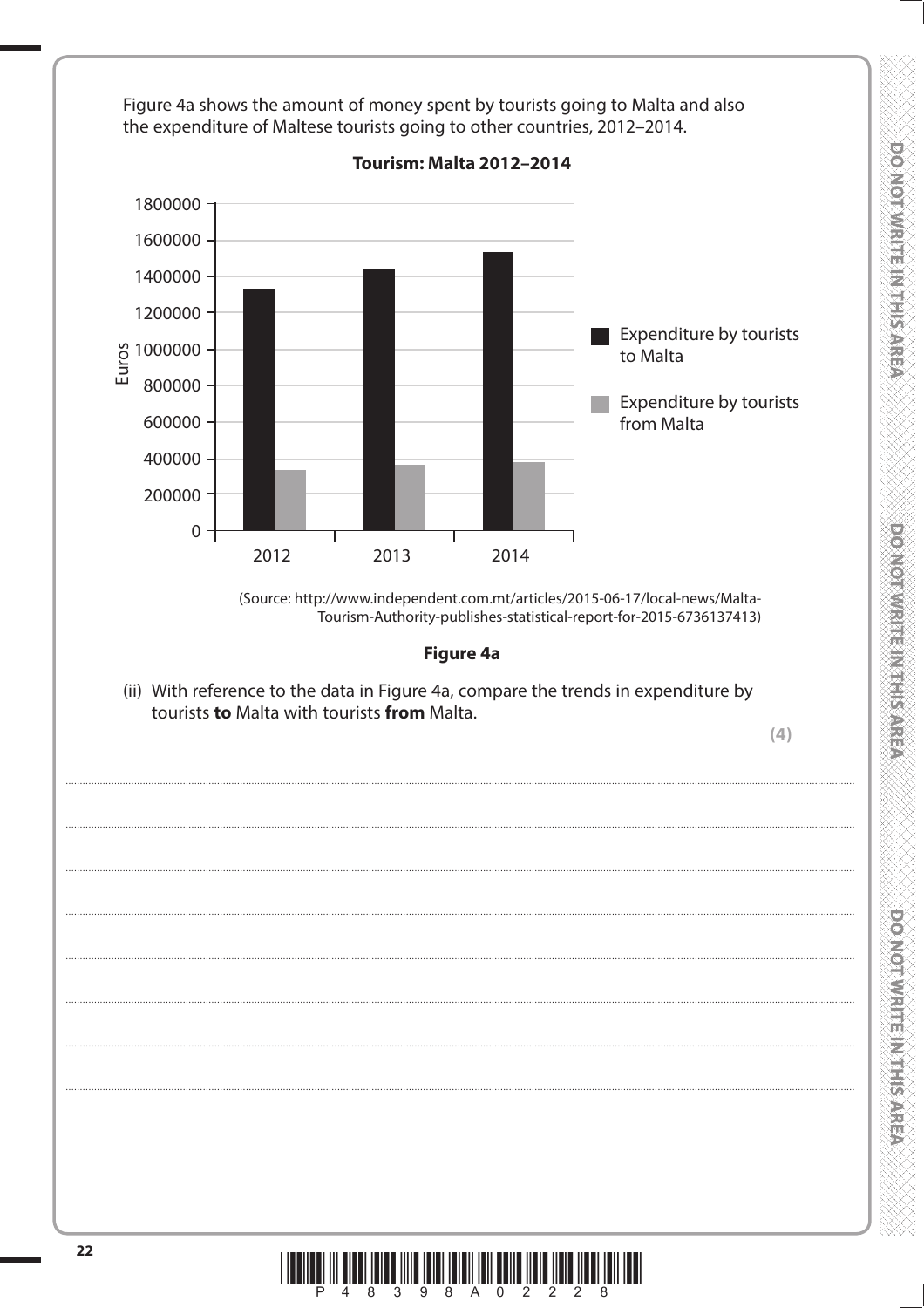Figure 4a shows the amount of money spent by tourists going to Malta and also the expenditure of Maltese tourists going to other countries, 2012–2014.

**Tourism: Malta 2012–2014**

(Source: http://www.independent.com.mt/articles/2015-06-17/local-news/Malta-Tourism-Authority-publishes-statistical-report-for-2015-6736137413)

**Figure 4a**

(ii) With reference to the data in Figure 4a, compare the trends in expenditure by tourists **to** Malta with tourists **from** Malta.

**(4)**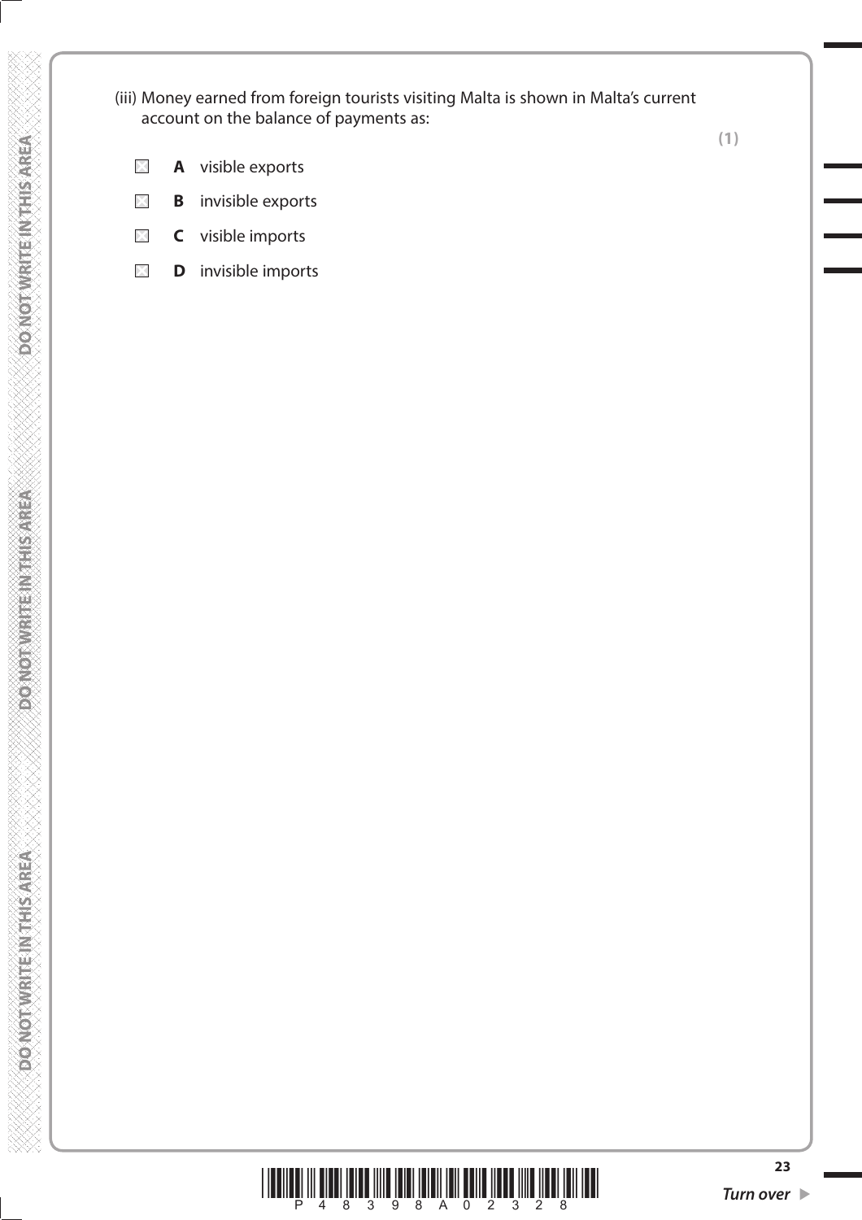(iii) Money earned from foreign tourists visiting Malta is shown in Malta's current account on the balance of payments as:

**(1)**

- ☒ **A** visible exports
- ☒ **B** invisible exports
- ☒ **C** visible imports
- ☒ **D** invisible imports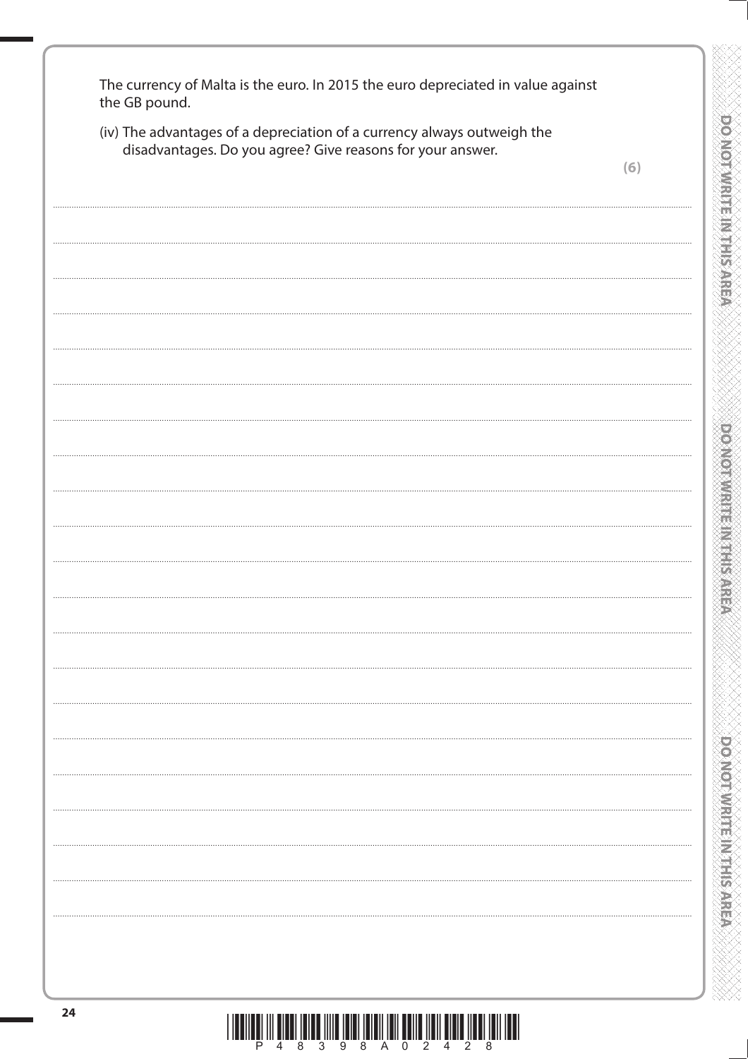The currency of Malta is the euro. In 2015 the euro depreciated in value against the GB pound.

(iv) The advantages of a depreciation of a currency always outweigh the disadvantages. Do you agree? Give reasons for your answer.

**(6)**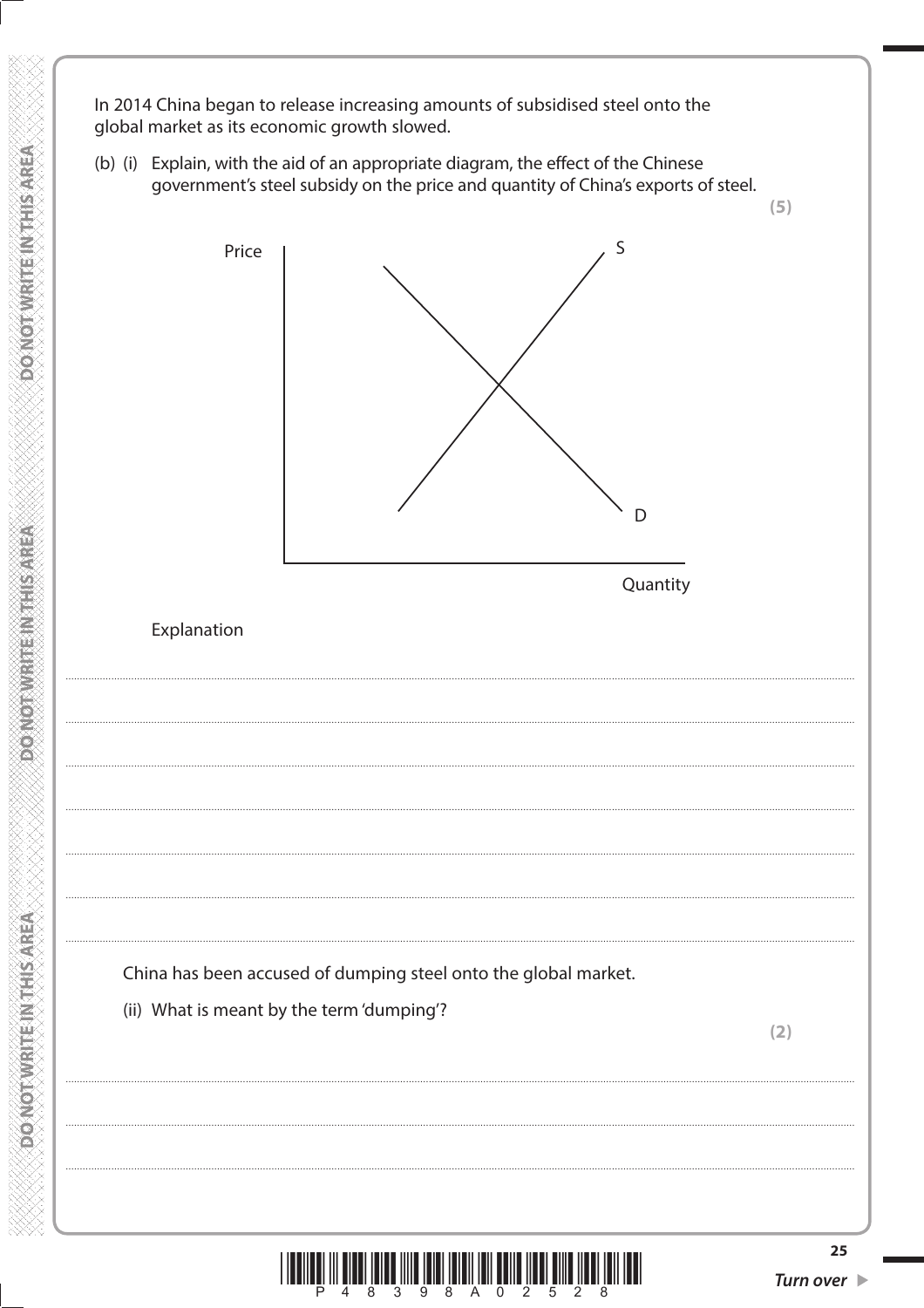In 2014 China began to release increasing amounts of subsidised steel onto the global market as its economic growth slowed.

(b) (i) Explain, with the aid of an appropriate diagram, the effect of the Chinese government's steel subsidy on the price and quantity of China's exports of steel.

**(5)**

Price

S

D

Quantity

Explanation

China has been accused of dumping steel onto the global market.

(ii) What is meant by the term 'dumping'?

**(2)**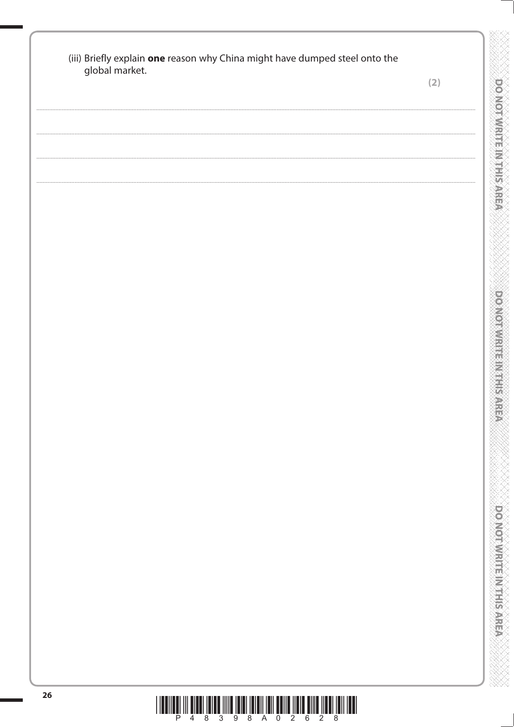(iii) Briefly explain **one** reason why China might have dumped steel onto the global market.

**(2)**

.......................................................................................................................................................................................................................

.......................................................................................................................................................................................................................

.......................................................................................................................................................................................................................

.......................................................................................................................................................................................................................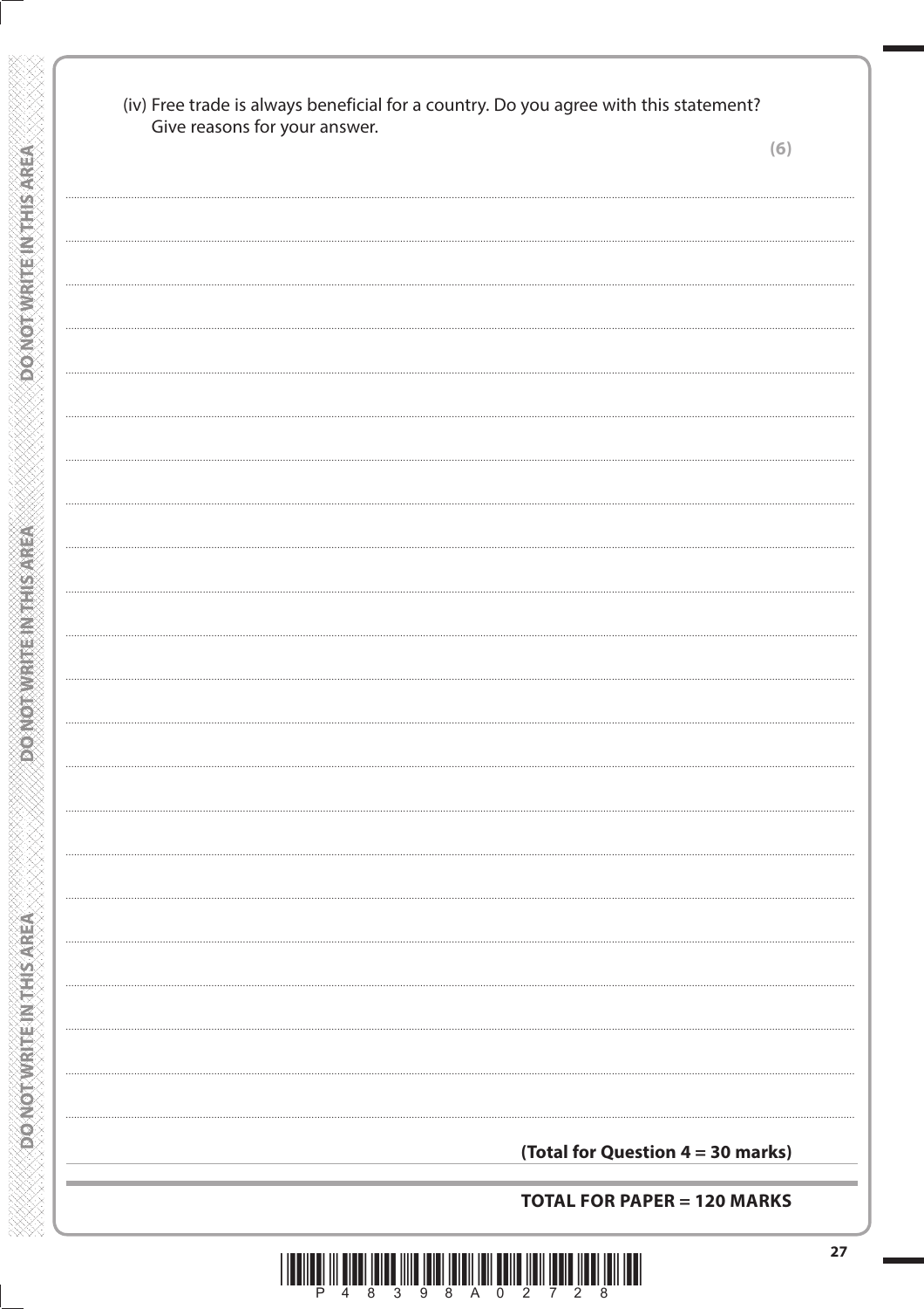(iv) Free trade is always beneficial for a country. Do you agree with this statement? Give reasons for your answer.

**(6)**

**(Total for Question 4 = 30 marks)**

**TOTAL FOR PAPER = 120 MARKS**